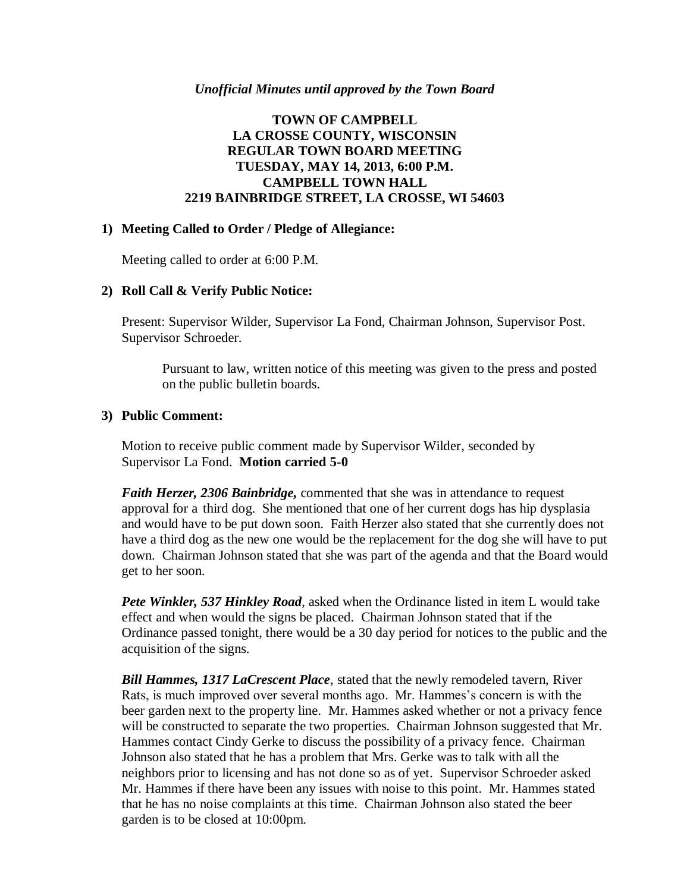*Unofficial Minutes until approved by the Town Board*

**TOWN OF CAMPBELL**
**LA CROSSE COUNTY, WISCONSIN**
**REGULAR TOWN BOARD MEETING**
**TUESDAY, MAY 14, 2013, 6:00 P.M.**
**CAMPBELL TOWN HALL**
**2219 BAINBRIDGE STREET, LA CROSSE, WI 54603**

**1) Meeting Called to Order / Pledge of Allegiance:**

Meeting called to order at 6:00 P.M.

**2) Roll Call & Verify Public Notice:**

Present: Supervisor Wilder, Supervisor La Fond, Chairman Johnson, Supervisor Post. Supervisor Schroeder.

> Pursuant to law, written notice of this meeting was given to the press and posted on the public bulletin boards.

**3) Public Comment:**

Motion to receive public comment made by Supervisor Wilder, seconded by Supervisor La Fond. **Motion carried 5-0**

***Faith Herzer, 2306 Bainbridge,*** commented that she was in attendance to request approval for a third dog. She mentioned that one of her current dogs has hip dysplasia and would have to be put down soon. Faith Herzer also stated that she currently does not have a third dog as the new one would be the replacement for the dog she will have to put down. Chairman Johnson stated that she was part of the agenda and that the Board would get to her soon.

***Pete Winkler, 537 Hinkley Road***, asked when the Ordinance listed in item L would take effect and when would the signs be placed. Chairman Johnson stated that if the Ordinance passed tonight, there would be a 30 day period for notices to the public and the acquisition of the signs.

***Bill Hammes, 1317 LaCrescent Place***, stated that the newly remodeled tavern, River Rats, is much improved over several months ago. Mr. Hammes's concern is with the beer garden next to the property line. Mr. Hammes asked whether or not a privacy fence will be constructed to separate the two properties. Chairman Johnson suggested that Mr. Hammes contact Cindy Gerke to discuss the possibility of a privacy fence. Chairman Johnson also stated that he has a problem that Mrs. Gerke was to talk with all the neighbors prior to licensing and has not done so as of yet. Supervisor Schroeder asked Mr. Hammes if there have been any issues with noise to this point. Mr. Hammes stated that he has no noise complaints at this time. Chairman Johnson also stated the beer garden is to be closed at 10:00pm.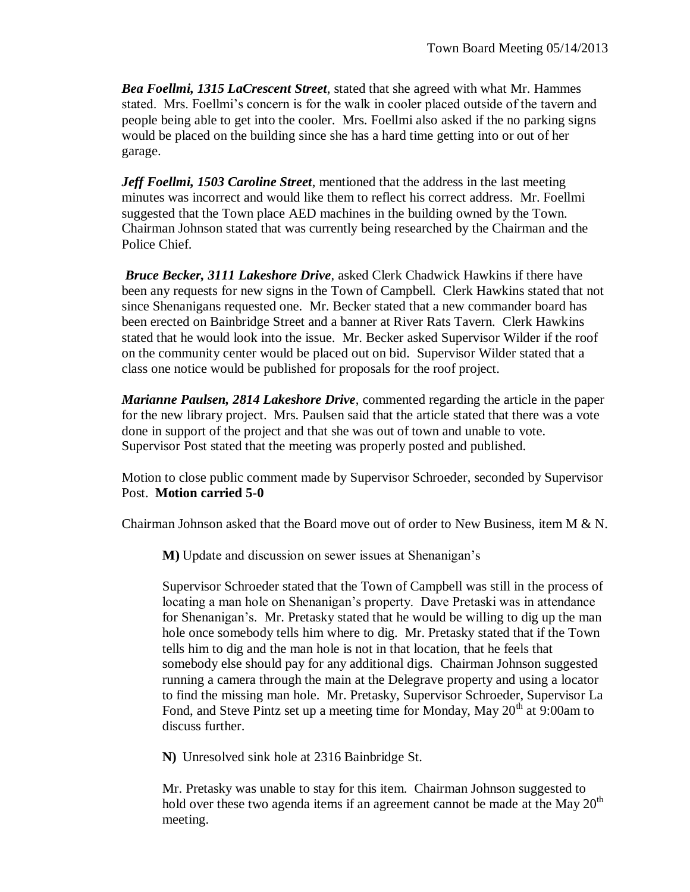***Bea Foellmi, 1315 LaCrescent Street***, stated that she agreed with what Mr. Hammes stated. Mrs. Foellmi's concern is for the walk in cooler placed outside of the tavern and people being able to get into the cooler. Mrs. Foellmi also asked if the no parking signs would be placed on the building since she has a hard time getting into or out of her garage.

***Jeff Foellmi, 1503 Caroline Street***, mentioned that the address in the last meeting minutes was incorrect and would like them to reflect his correct address. Mr. Foellmi suggested that the Town place AED machines in the building owned by the Town. Chairman Johnson stated that was currently being researched by the Chairman and the Police Chief.

***Bruce Becker, 3111 Lakeshore Drive***, asked Clerk Chadwick Hawkins if there have been any requests for new signs in the Town of Campbell. Clerk Hawkins stated that not since Shenanigans requested one. Mr. Becker stated that a new commander board has been erected on Bainbridge Street and a banner at River Rats Tavern. Clerk Hawkins stated that he would look into the issue. Mr. Becker asked Supervisor Wilder if the roof on the community center would be placed out on bid. Supervisor Wilder stated that a class one notice would be published for proposals for the roof project.

***Marianne Paulsen, 2814 Lakeshore Drive***, commented regarding the article in the paper for the new library project. Mrs. Paulsen said that the article stated that there was a vote done in support of the project and that she was out of town and unable to vote. Supervisor Post stated that the meeting was properly posted and published.

Motion to close public comment made by Supervisor Schroeder, seconded by Supervisor Post. **Motion carried 5-0**

Chairman Johnson asked that the Board move out of order to New Business, item M & N.

**M)** Update and discussion on sewer issues at Shenanigan's

Supervisor Schroeder stated that the Town of Campbell was still in the process of locating a man hole on Shenanigan's property. Dave Pretaski was in attendance for Shenanigan's. Mr. Pretasky stated that he would be willing to dig up the man hole once somebody tells him where to dig. Mr. Pretasky stated that if the Town tells him to dig and the man hole is not in that location, that he feels that somebody else should pay for any additional digs. Chairman Johnson suggested running a camera through the main at the Delegrave property and using a locator to find the missing man hole. Mr. Pretasky, Supervisor Schroeder, Supervisor La Fond, and Steve Pintz set up a meeting time for Monday, May 20th at 9:00am to discuss further.

**N)** Unresolved sink hole at 2316 Bainbridge St.

Mr. Pretasky was unable to stay for this item. Chairman Johnson suggested to hold over these two agenda items if an agreement cannot be made at the May 20th meeting.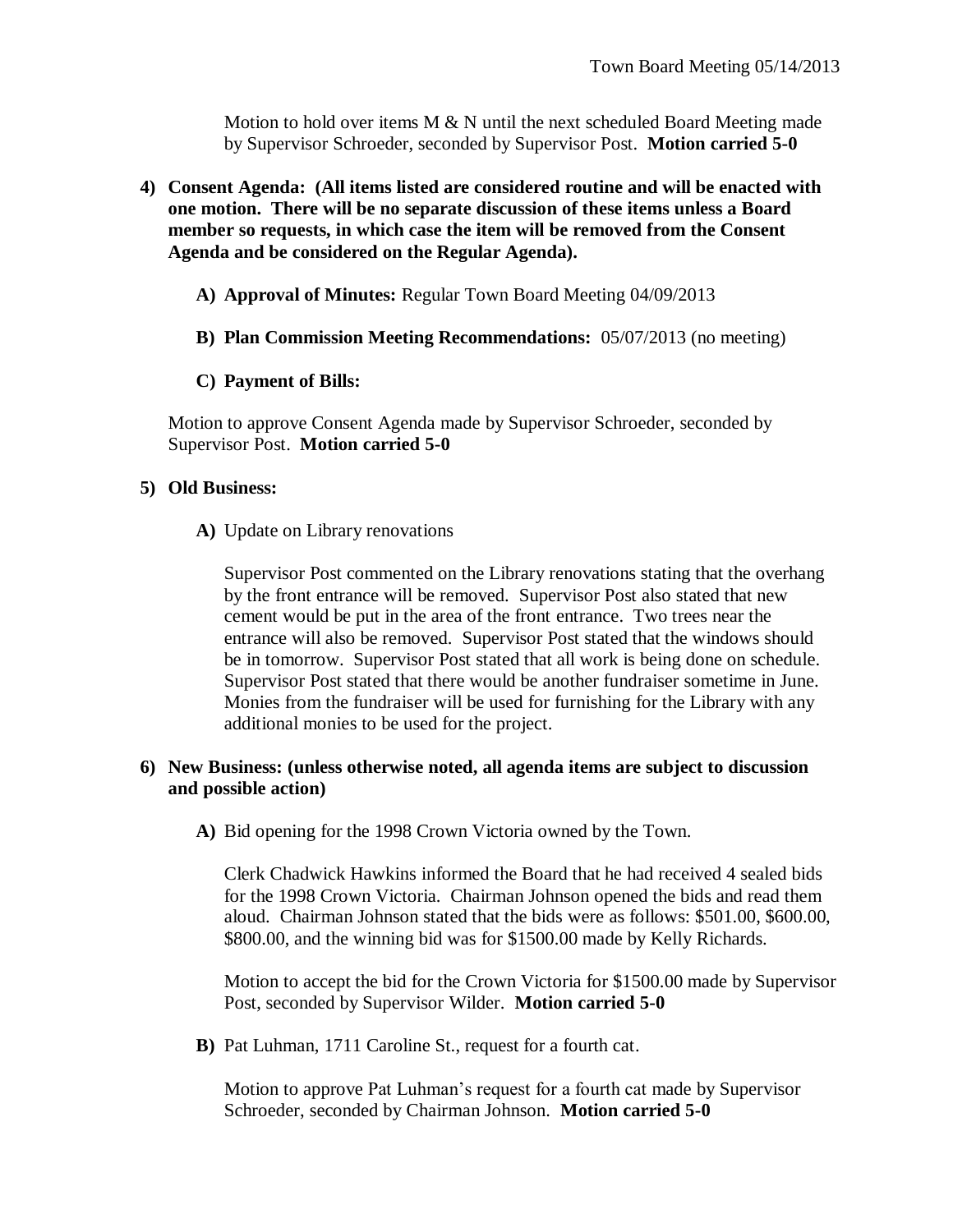Motion to hold over items M & N until the next scheduled Board Meeting made by Supervisor Schroeder, seconded by Supervisor Post. **Motion carried 5-0**

4) **Consent Agenda: (All items listed are considered routine and will be enacted with one motion. There will be no separate discussion of these items unless a Board member so requests, in which case the item will be removed from the Consent Agenda and be considered on the Regular Agenda).**

   A) **Approval of Minutes:** Regular Town Board Meeting 04/09/2013

   B) **Plan Commission Meeting Recommendations:** 05/07/2013 (no meeting)

   C) **Payment of Bills:**

   Motion to approve Consent Agenda made by Supervisor Schroeder, seconded by Supervisor Post. **Motion carried 5-0**

5) **Old Business:**

   A) Update on Library renovations

   Supervisor Post commented on the Library renovations stating that the overhang by the front entrance will be removed. Supervisor Post also stated that new cement would be put in the area of the front entrance. Two trees near the entrance will also be removed. Supervisor Post stated that the windows should be in tomorrow. Supervisor Post stated that all work is being done on schedule. Supervisor Post stated that there would be another fundraiser sometime in June. Monies from the fundraiser will be used for furnishing for the Library with any additional monies to be used for the project.

6) **New Business: (unless otherwise noted, all agenda items are subject to discussion and possible action)**

   A) Bid opening for the 1998 Crown Victoria owned by the Town.

   Clerk Chadwick Hawkins informed the Board that he had received 4 sealed bids for the 1998 Crown Victoria. Chairman Johnson opened the bids and read them aloud. Chairman Johnson stated that the bids were as follows: $501.00, $600.00, $800.00, and the winning bid was for $1500.00 made by Kelly Richards.

   Motion to accept the bid for the Crown Victoria for $1500.00 made by Supervisor Post, seconded by Supervisor Wilder. **Motion carried 5-0**

   B) Pat Luhman, 1711 Caroline St., request for a fourth cat.

   Motion to approve Pat Luhman's request for a fourth cat made by Supervisor Schroeder, seconded by Chairman Johnson. **Motion carried 5-0**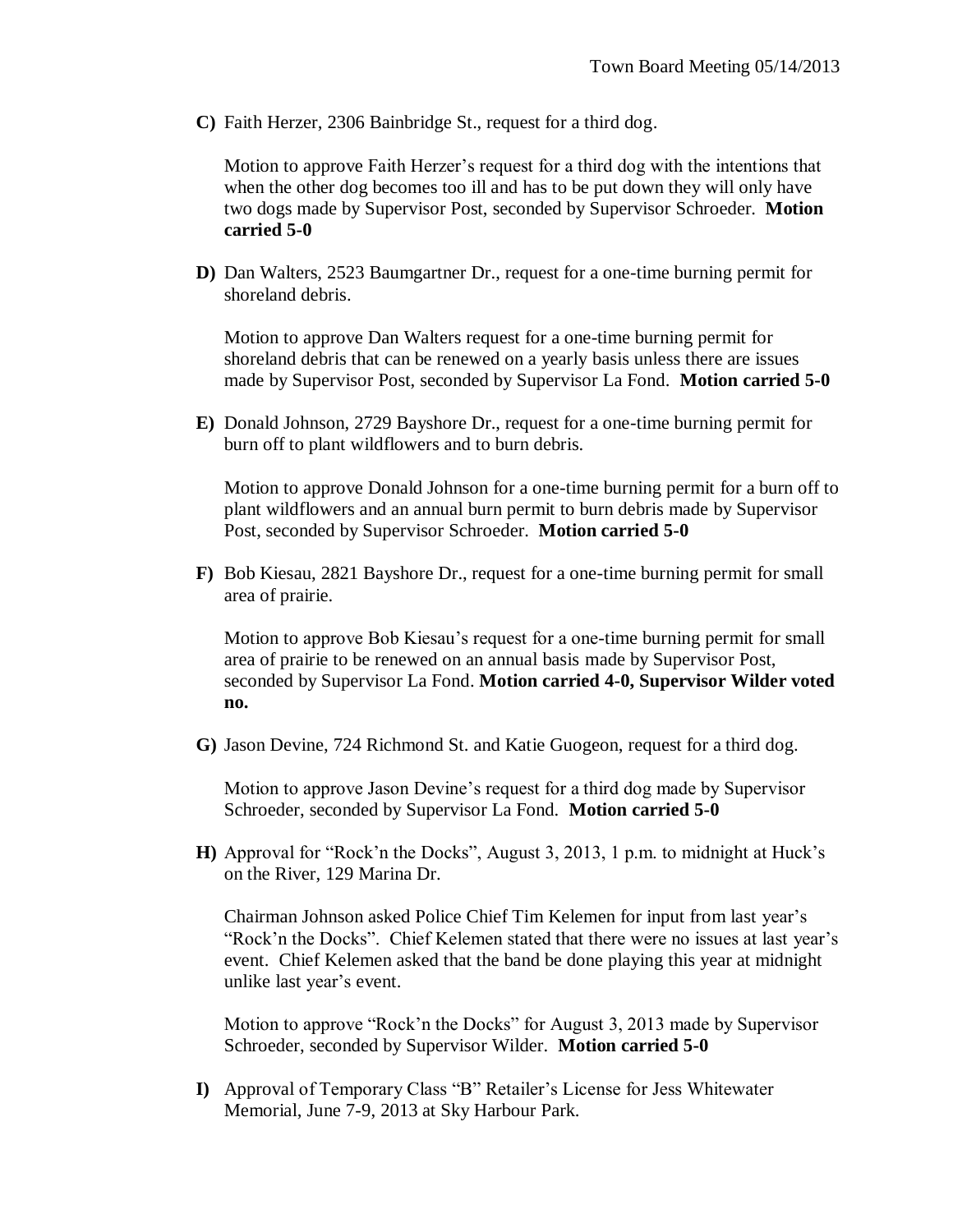**C)** Faith Herzer, 2306 Bainbridge St., request for a third dog.

Motion to approve Faith Herzer's request for a third dog with the intentions that when the other dog becomes too ill and has to be put down they will only have two dogs made by Supervisor Post, seconded by Supervisor Schroeder. **Motion carried 5-0**

**D)** Dan Walters, 2523 Baumgartner Dr., request for a one-time burning permit for shoreland debris.

Motion to approve Dan Walters request for a one-time burning permit for shoreland debris that can be renewed on a yearly basis unless there are issues made by Supervisor Post, seconded by Supervisor La Fond. **Motion carried 5-0**

**E)** Donald Johnson, 2729 Bayshore Dr., request for a one-time burning permit for burn off to plant wildflowers and to burn debris.

Motion to approve Donald Johnson for a one-time burning permit for a burn off to plant wildflowers and an annual burn permit to burn debris made by Supervisor Post, seconded by Supervisor Schroeder. **Motion carried 5-0**

**F)** Bob Kiesau, 2821 Bayshore Dr., request for a one-time burning permit for small area of prairie.

Motion to approve Bob Kiesau's request for a one-time burning permit for small area of prairie to be renewed on an annual basis made by Supervisor Post, seconded by Supervisor La Fond. **Motion carried 4-0, Supervisor Wilder voted no.**

**G)** Jason Devine, 724 Richmond St. and Katie Guogeon, request for a third dog.

Motion to approve Jason Devine's request for a third dog made by Supervisor Schroeder, seconded by Supervisor La Fond. **Motion carried 5-0**

**H)** Approval for "Rock'n the Docks", August 3, 2013, 1 p.m. to midnight at Huck's on the River, 129 Marina Dr.

Chairman Johnson asked Police Chief Tim Kelemen for input from last year's "Rock'n the Docks". Chief Kelemen stated that there were no issues at last year's event. Chief Kelemen asked that the band be done playing this year at midnight unlike last year's event.

Motion to approve "Rock'n the Docks" for August 3, 2013 made by Supervisor Schroeder, seconded by Supervisor Wilder. **Motion carried 5-0**

**I)** Approval of Temporary Class "B" Retailer's License for Jess Whitewater Memorial, June 7-9, 2013 at Sky Harbour Park.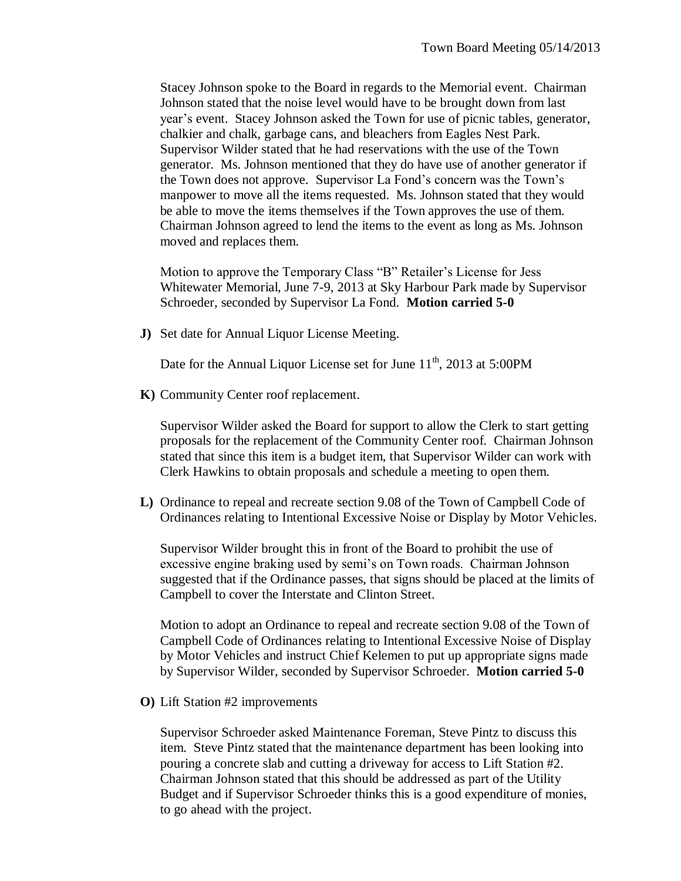Stacey Johnson spoke to the Board in regards to the Memorial event. Chairman Johnson stated that the noise level would have to be brought down from last year's event. Stacey Johnson asked the Town for use of picnic tables, generator, chalkier and chalk, garbage cans, and bleachers from Eagles Nest Park. Supervisor Wilder stated that he had reservations with the use of the Town generator. Ms. Johnson mentioned that they do have use of another generator if the Town does not approve. Supervisor La Fond's concern was the Town's manpower to move all the items requested. Ms. Johnson stated that they would be able to move the items themselves if the Town approves the use of them. Chairman Johnson agreed to lend the items to the event as long as Ms. Johnson moved and replaces them.

Motion to approve the Temporary Class "B" Retailer's License for Jess Whitewater Memorial, June 7-9, 2013 at Sky Harbour Park made by Supervisor Schroeder, seconded by Supervisor La Fond. **Motion carried 5-0**

**J)** Set date for Annual Liquor License Meeting.

Date for the Annual Liquor License set for June 11th, 2013 at 5:00PM

**K)** Community Center roof replacement.

Supervisor Wilder asked the Board for support to allow the Clerk to start getting proposals for the replacement of the Community Center roof. Chairman Johnson stated that since this item is a budget item, that Supervisor Wilder can work with Clerk Hawkins to obtain proposals and schedule a meeting to open them.

**L)** Ordinance to repeal and recreate section 9.08 of the Town of Campbell Code of Ordinances relating to Intentional Excessive Noise or Display by Motor Vehicles.

Supervisor Wilder brought this in front of the Board to prohibit the use of excessive engine braking used by semi's on Town roads. Chairman Johnson suggested that if the Ordinance passes, that signs should be placed at the limits of Campbell to cover the Interstate and Clinton Street.

Motion to adopt an Ordinance to repeal and recreate section 9.08 of the Town of Campbell Code of Ordinances relating to Intentional Excessive Noise of Display by Motor Vehicles and instruct Chief Kelemen to put up appropriate signs made by Supervisor Wilder, seconded by Supervisor Schroeder. **Motion carried 5-0**

**O)** Lift Station #2 improvements

Supervisor Schroeder asked Maintenance Foreman, Steve Pintz to discuss this item. Steve Pintz stated that the maintenance department has been looking into pouring a concrete slab and cutting a driveway for access to Lift Station #2. Chairman Johnson stated that this should be addressed as part of the Utility Budget and if Supervisor Schroeder thinks this is a good expenditure of monies, to go ahead with the project.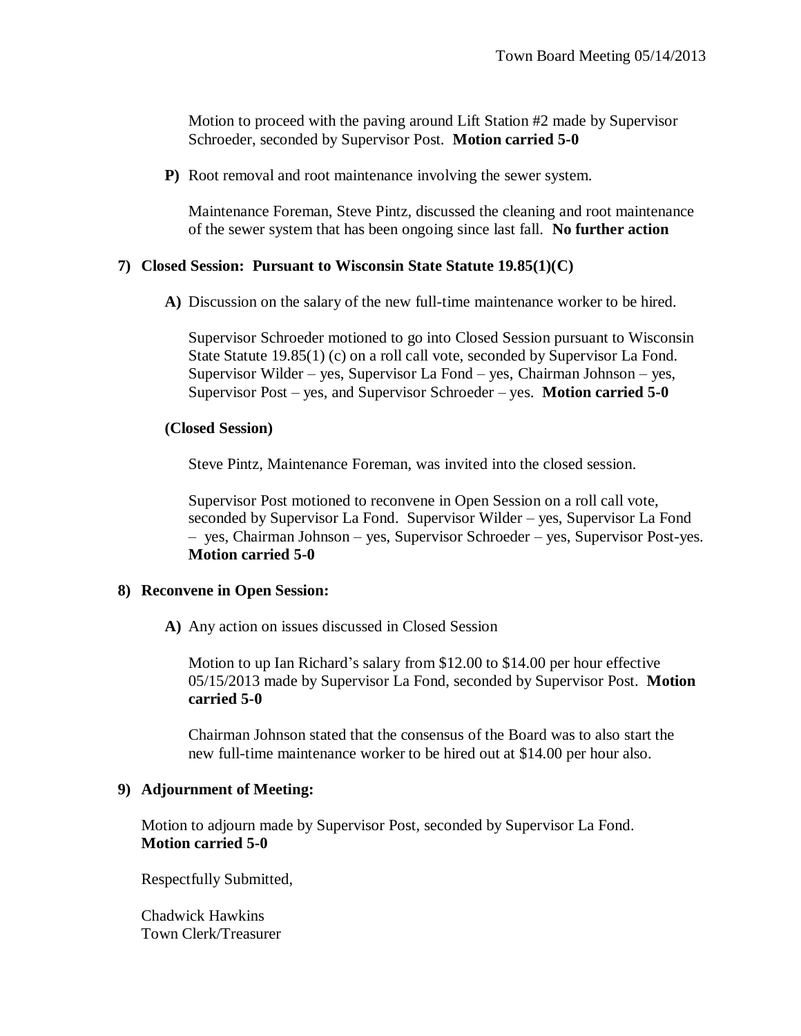Motion to proceed with the paving around Lift Station #2 made by Supervisor Schroeder, seconded by Supervisor Post. **Motion carried 5-0**

**P)** Root removal and root maintenance involving the sewer system.

Maintenance Foreman, Steve Pintz, discussed the cleaning and root maintenance of the sewer system that has been ongoing since last fall. **No further action**

**7) Closed Session: Pursuant to Wisconsin State Statute 19.85(1)(C)**

**A)** Discussion on the salary of the new full-time maintenance worker to be hired.

Supervisor Schroeder motioned to go into Closed Session pursuant to Wisconsin State Statute 19.85(1) (c) on a roll call vote, seconded by Supervisor La Fond. Supervisor Wilder – yes, Supervisor La Fond – yes, Chairman Johnson – yes, Supervisor Post – yes, and Supervisor Schroeder – yes. **Motion carried 5-0**

**(Closed Session)**

Steve Pintz, Maintenance Foreman, was invited into the closed session.

Supervisor Post motioned to reconvene in Open Session on a roll call vote, seconded by Supervisor La Fond. Supervisor Wilder – yes, Supervisor La Fond – yes, Chairman Johnson – yes, Supervisor Schroeder – yes, Supervisor Post-yes. **Motion carried 5-0**

**8) Reconvene in Open Session:**

**A)** Any action on issues discussed in Closed Session

Motion to up Ian Richard's salary from $12.00 to $14.00 per hour effective 05/15/2013 made by Supervisor La Fond, seconded by Supervisor Post. **Motion carried 5-0**

Chairman Johnson stated that the consensus of the Board was to also start the new full-time maintenance worker to be hired out at $14.00 per hour also.

**9) Adjournment of Meeting:**

Motion to adjourn made by Supervisor Post, seconded by Supervisor La Fond. **Motion carried 5-0**

Respectfully Submitted,

Chadwick Hawkins
Town Clerk/Treasurer